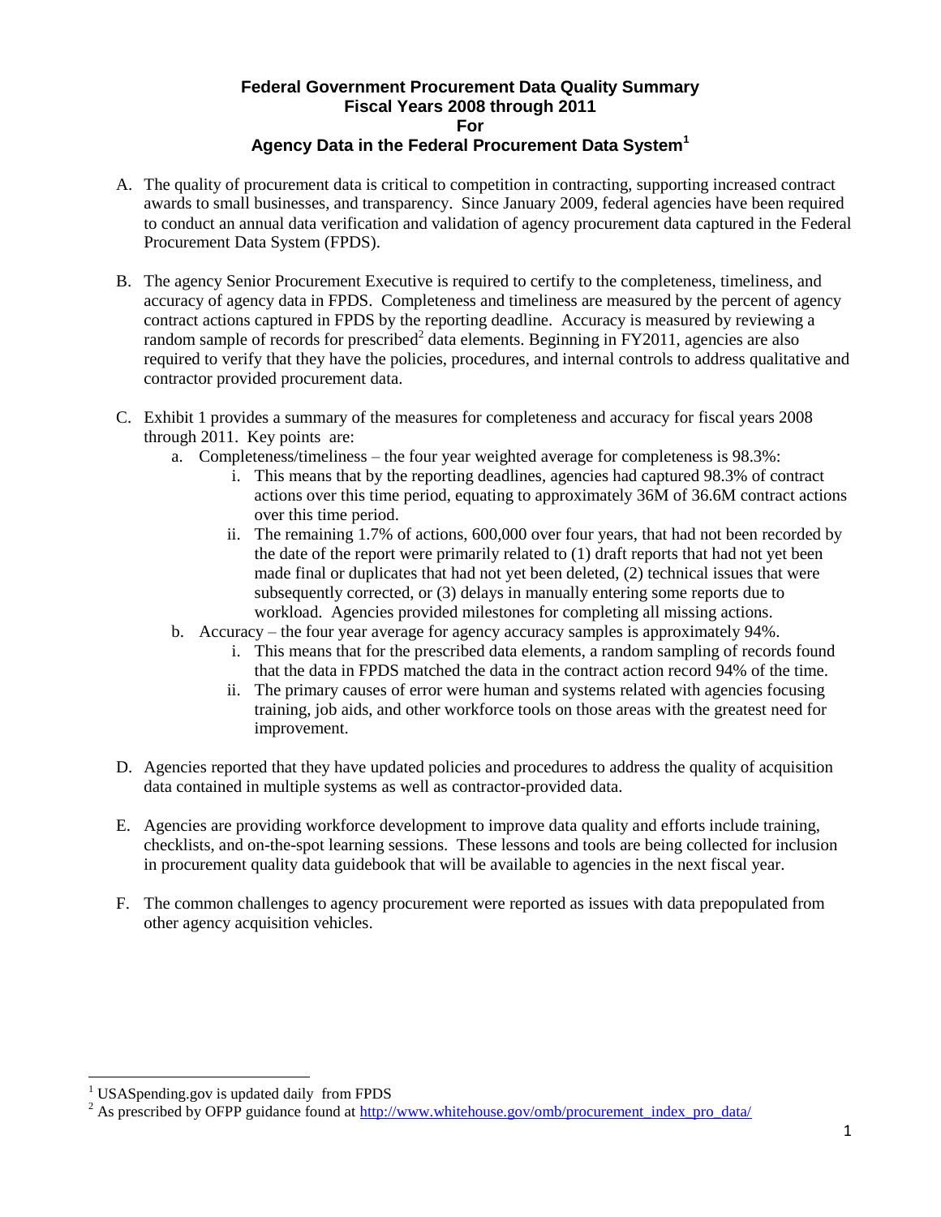# Federal Government Procurement Data Quality Summary
# Fiscal Years 2008 through 2011
# For
# Agency Data in the Federal Procurement Data System[1]

A. The quality of procurement data is critical to competition in contracting, supporting increased contract awards to small businesses, and transparency. Since January 2009, federal agencies have been required to conduct an annual data verification and validation of agency procurement data captured in the Federal Procurement Data System (FPDS).

B. The agency Senior Procurement Executive is required to certify to the completeness, timeliness, and accuracy of agency data in FPDS. Completeness and timeliness are measured by the percent of agency contract actions captured in FPDS by the reporting deadline. Accuracy is measured by reviewing a random sample of records for prescribed[2] data elements. Beginning in FY2011, agencies are also required to verify that they have the policies, procedures, and internal controls to address qualitative and contractor provided procurement data.

C. Exhibit 1 provides a summary of the measures for completeness and accuracy for fiscal years 2008 through 2011. Key points are:
   a. Completeness/timeliness – the four year weighted average for completeness is 98.3%:
      i. This means that by the reporting deadlines, agencies had captured 98.3% of contract actions over this time period, equating to approximately 36M of 36.6M contract actions over this time period.
      ii. The remaining 1.7% of actions, 600,000 over four years, that had not been recorded by the date of the report were primarily related to (1) draft reports that had not yet been made final or duplicates that had not yet been deleted, (2) technical issues that were subsequently corrected, or (3) delays in manually entering some reports due to workload. Agencies provided milestones for completing all missing actions.
   b. Accuracy – the four year average for agency accuracy samples is approximately 94%.
      i. This means that for the prescribed data elements, a random sampling of records found that the data in FPDS matched the data in the contract action record 94% of the time.
      ii. The primary causes of error were human and systems related with agencies focusing training, job aids, and other workforce tools on those areas with the greatest need for improvement.

D. Agencies reported that they have updated policies and procedures to address the quality of acquisition data contained in multiple systems as well as contractor-provided data.

E. Agencies are providing workforce development to improve data quality and efforts include training, checklists, and on-the-spot learning sessions. These lessons and tools are being collected for inclusion in procurement quality data guidebook that will be available to agencies in the next fiscal year.

F. The common challenges to agency procurement were reported as issues with data prepopulated from other agency acquisition vehicles.

---

[1] USASpending.gov is updated daily from FPDS

[2] As prescribed by OFPP guidance found at http://www.whitehouse.gov/omb/procurement_index_pro_data/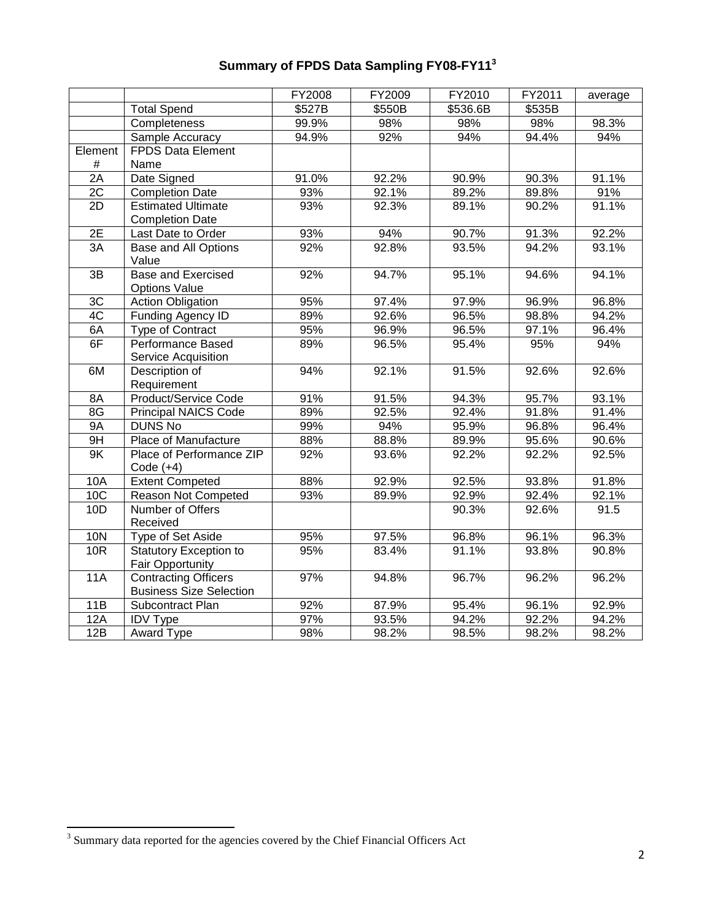## Summary of FPDS Data Sampling FY08-FY11[3]

| | | FY2008 | FY2009 | FY2010 | FY2011 | average |
|---|---|---|---|---|---|---|
| | Total Spend | $527B | $550B | $536.6B | $535B | |
| | Completeness | 99.9% | 98% | 98% | 98% | 98.3% |
| | Sample Accuracy | 94.9% | 92% | 94% | 94.4% | 94% |
| Element # | FPDS Data Element Name | | | | | |
| 2A | Date Signed | 91.0% | 92.2% | 90.9% | 90.3% | 91.1% |
| 2C | Completion Date | 93% | 92.1% | 89.2% | 89.8% | 91% |
| 2D | Estimated Ultimate Completion Date | 93% | 92.3% | 89.1% | 90.2% | 91.1% |
| 2E | Last Date to Order | 93% | 94% | 90.7% | 91.3% | 92.2% |
| 3A | Base and All Options Value | 92% | 92.8% | 93.5% | 94.2% | 93.1% |
| 3B | Base and Exercised Options Value | 92% | 94.7% | 95.1% | 94.6% | 94.1% |
| 3C | Action Obligation | 95% | 97.4% | 97.9% | 96.9% | 96.8% |
| 4C | Funding Agency ID | 89% | 92.6% | 96.5% | 98.8% | 94.2% |
| 6A | Type of Contract | 95% | 96.9% | 96.5% | 97.1% | 96.4% |
| 6F | Performance Based Service Acquisition | 89% | 96.5% | 95.4% | 95% | 94% |
| 6M | Description of Requirement | 94% | 92.1% | 91.5% | 92.6% | 92.6% |
| 8A | Product/Service Code | 91% | 91.5% | 94.3% | 95.7% | 93.1% |
| 8G | Principal NAICS Code | 89% | 92.5% | 92.4% | 91.8% | 91.4% |
| 9A | DUNS No | 99% | 94% | 95.9% | 96.8% | 96.4% |
| 9H | Place of Manufacture | 88% | 88.8% | 89.9% | 95.6% | 90.6% |
| 9K | Place of Performance ZIP Code (+4) | 92% | 93.6% | 92.2% | 92.2% | 92.5% |
| 10A | Extent Competed | 88% | 92.9% | 92.5% | 93.8% | 91.8% |
| 10C | Reason Not Competed | 93% | 89.9% | 92.9% | 92.4% | 92.1% |
| 10D | Number of Offers Received | | | 90.3% | 92.6% | 91.5 |
| 10N | Type of Set Aside | 95% | 97.5% | 96.8% | 96.1% | 96.3% |
| 10R | Statutory Exception to Fair Opportunity | 95% | 83.4% | 91.1% | 93.8% | 90.8% |
| 11A | Contracting Officers Business Size Selection | 97% | 94.8% | 96.7% | 96.2% | 96.2% |
| 11B | Subcontract Plan | 92% | 87.9% | 95.4% | 96.1% | 92.9% |
| 12A | IDV Type | 97% | 93.5% | 94.2% | 92.2% | 94.2% |
| 12B | Award Type | 98% | 98.2% | 98.5% | 98.2% | 98.2% |

[3] Summary data reported for the agencies covered by the Chief Financial Officers Act